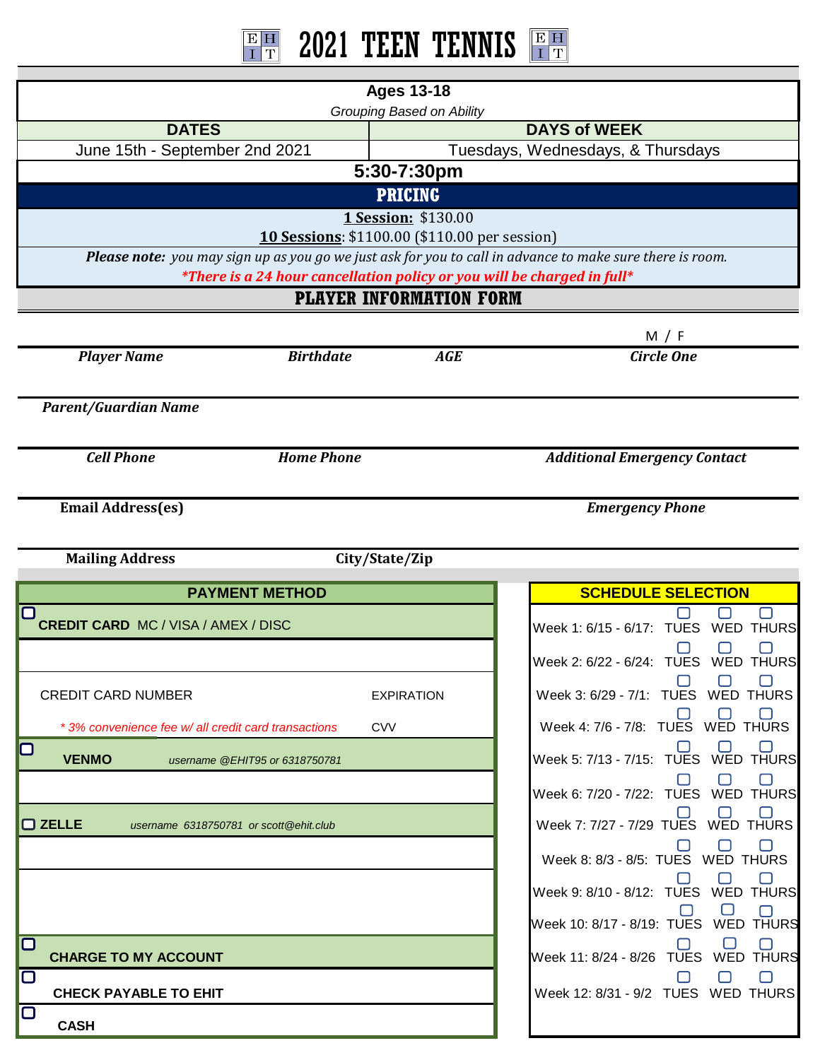# 2021 TEEN TENNIS

**Ages 13-18**

*Grouping Based on Ability*

| DATES | DAYS of WEEK |
| --- | --- |
| June 15th - September 2nd 2021 | Tuesdays, Wednesdays, & Thursdays |

**5:30-7:30pm**

## PRICING

**1 Session:** $130.00

**10 Sessions**: $1100.00 ($110.00 per session)

***Please note:*** *you may sign up as you go we just ask for you to call in advance to make sure there is room.*

***There is a 24 hour cancellation policy or you will be charged in full***

## PLAYER INFORMATION FORM

M / F

*Player Name* | *Birthdate* | *AGE* | *Circle One*

*Parent/Guardian Name*

*Cell Phone* | *Home Phone* | *Additional Emergency Contact*

**Email Address(es)** | *Emergency Phone*

**Mailing Address** | **City/State/Zip**

### PAYMENT METHOD

☐ **CREDIT CARD** MC / VISA / AMEX / DISC

CREDIT CARD NUMBER | EXPIRATION

* 3% convenience fee w/ all credit card transactions | CVV

☐ **VENMO** *username @EHIT95 or 6318750781*

☐ **ZELLE** *username 6318750781 or scott@ehit.club*

☐ **CHARGE TO MY ACCOUNT**

☐ **CHECK PAYABLE TO EHIT**

☐ **CASH**

### SCHEDULE SELECTION

| Week | | | |
| --- | --- | --- | --- |
| Week 1: 6/15 - 6/17: | ☐ TUES | ☐ WED | ☐ THURS |
| Week 2: 6/22 - 6/24: | ☐ TUES | ☐ WED | ☐ THURS |
| Week 3: 6/29 - 7/1: | ☐ TUES | ☐ WED | ☐ THURS |
| Week 4: 7/6 - 7/8: | ☐ TUES | ☐ WED | ☐ THURS |
| Week 5: 7/13 - 7/15: | ☐ TUES | ☐ WED | ☐ THURS |
| Week 6: 7/20 - 7/22: | ☐ TUES | ☐ WED | ☐ THURS |
| Week 7: 7/27 - 7/29 | ☐ TUES | ☐ WED | ☐ THURS |
| Week 8: 8/3 - 8/5: | ☐ TUES | ☐ WED | ☐ THURS |
| Week 9: 8/10 - 8/12: | ☐ TUES | ☐ WED | ☐ THURS |
| Week 10: 8/17 - 8/19: | ☐ TUES | ☐ WED | ☐ THURS |
| Week 11: 8/24 - 8/26 | ☐ TUES | ☐ WED | ☐ THURS |
| Week 12: 8/31 - 9/2 | ☐ TUES | ☐ WED | ☐ THURS |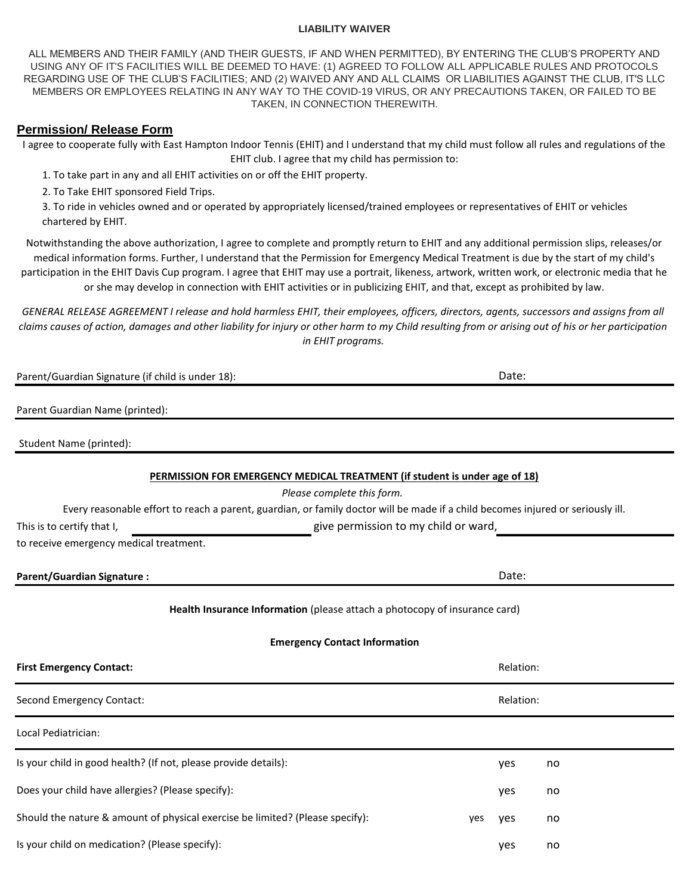**LIABILITY WAIVER**

ALL MEMBERS AND THEIR FAMILY (AND THEIR GUESTS, IF AND WHEN PERMITTED), BY ENTERING THE CLUB'S PROPERTY AND USING ANY OF IT'S FACILITIES WILL BE DEEMED TO HAVE: (1) AGREED TO FOLLOW ALL APPLICABLE RULES AND PROTOCOLS REGARDING USE OF THE CLUB'S FACILITIES; AND (2) WAIVED ANY AND ALL CLAIMS OR LIABILITIES AGAINST THE CLUB, IT'S LLC MEMBERS OR EMPLOYEES RELATING IN ANY WAY TO THE COVID-19 VIRUS, OR ANY PRECAUTIONS TAKEN, OR FAILED TO BE TAKEN, IN CONNECTION THEREWITH.

## Permission/ Release Form

I agree to cooperate fully with East Hampton Indoor Tennis (EHIT) and I understand that my child must follow all rules and regulations of the EHIT club. I agree that my child has permission to:

1. To take part in any and all EHIT activities on or off the EHIT property.
2. To Take EHIT sponsored Field Trips.
3. To ride in vehicles owned and or operated by appropriately licensed/trained employees or representatives of EHIT or vehicles chartered by EHIT.

Notwithstanding the above authorization, I agree to complete and promptly return to EHIT and any additional permission slips, releases/or medical information forms. Further, I understand that the Permission for Emergency Medical Treatment is due by the start of my child's participation in the EHIT Davis Cup program. I agree that EHIT may use a portrait, likeness, artwork, written work, or electronic media that he or she may develop in connection with EHIT activities or in publicizing EHIT, and that, except as prohibited by law.

*GENERAL RELEASE AGREEMENT I release and hold harmless EHIT, their employees, officers, directors, agents, successors and assigns from all claims causes of action, damages and other liability for injury or other harm to my Child resulting from or arising out of his or her participation in EHIT programs.*

Parent/Guardian Signature (if child is under 18): \_\_\_\_\_\_\_\_\_\_ Date: \_\_\_\_\_\_\_\_\_\_

Parent Guardian Name (printed): \_\_\_\_\_\_\_\_\_\_

Student Name (printed): \_\_\_\_\_\_\_\_\_\_

**PERMISSION FOR EMERGENCY MEDICAL TREATMENT (if student is under age of 18)**

*Please complete this form.*

Every reasonable effort to reach a parent, guardian, or family doctor will be made if a child becomes injured or seriously ill.

This is to certify that I, \_\_\_\_\_\_\_\_\_\_ give permission to my child or ward, \_\_\_\_\_\_\_\_\_\_ to receive emergency medical treatment.

**Parent/Guardian Signature :** \_\_\_\_\_\_\_\_\_\_ Date: \_\_\_\_\_\_\_\_\_\_

**Health Insurance Information** (please attach a photocopy of insurance card)

**Emergency Contact Information**

**First Emergency Contact:** \_\_\_\_\_\_\_\_\_\_ Relation: \_\_\_\_\_\_\_\_\_\_

Second Emergency Contact: \_\_\_\_\_\_\_\_\_\_ Relation: \_\_\_\_\_\_\_\_\_\_

Local Pediatrician: \_\_\_\_\_\_\_\_\_\_

Is your child in good health? (If not, please provide details): yes no

Does your child have allergies? (Please specify): yes no

Should the nature & amount of physical exercise be limited? (Please specify): yes yes no

Is your child on medication? (Please specify): yes no